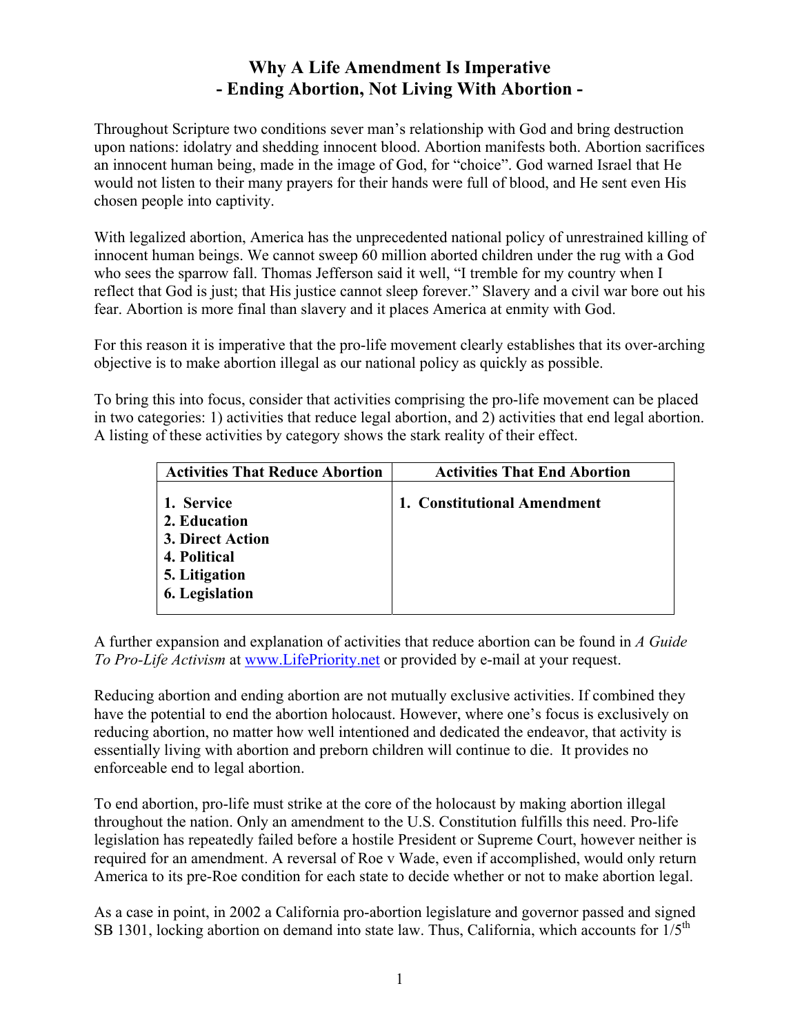# Why A Life Amendment Is Imperative
## - Ending Abortion, Not Living With Abortion -

Throughout Scripture two conditions sever man's relationship with God and bring destruction upon nations: idolatry and shedding innocent blood. Abortion manifests both. Abortion sacrifices an innocent human being, made in the image of God, for "choice". God warned Israel that He would not listen to their many prayers for their hands were full of blood, and He sent even His chosen people into captivity.

With legalized abortion, America has the unprecedented national policy of unrestrained killing of innocent human beings. We cannot sweep 60 million aborted children under the rug with a God who sees the sparrow fall. Thomas Jefferson said it well, "I tremble for my country when I reflect that God is just; that His justice cannot sleep forever." Slavery and a civil war bore out his fear. Abortion is more final than slavery and it places America at enmity with God.

For this reason it is imperative that the pro-life movement clearly establishes that its over-arching objective is to make abortion illegal as our national policy as quickly as possible.

To bring this into focus, consider that activities comprising the pro-life movement can be placed in two categories: 1) activities that reduce legal abortion, and 2) activities that end legal abortion. A listing of these activities by category shows the stark reality of their effect.

| Activities That Reduce Abortion | Activities That End Abortion |
|---|---|
| **1. Service**<br>**2. Education**<br>**3. Direct Action**<br>**4. Political**<br>**5. Litigation**<br>**6. Legislation** | **1. Constitutional Amendment** |

A further expansion and explanation of activities that reduce abortion can be found in *A Guide To Pro-Life Activism* at www.LifePriority.net or provided by e-mail at your request.

Reducing abortion and ending abortion are not mutually exclusive activities. If combined they have the potential to end the abortion holocaust. However, where one's focus is exclusively on reducing abortion, no matter how well intentioned and dedicated the endeavor, that activity is essentially living with abortion and preborn children will continue to die. It provides no enforceable end to legal abortion.

To end abortion, pro-life must strike at the core of the holocaust by making abortion illegal throughout the nation. Only an amendment to the U.S. Constitution fulfills this need. Pro-life legislation has repeatedly failed before a hostile President or Supreme Court, however neither is required for an amendment. A reversal of Roe v Wade, even if accomplished, would only return America to its pre-Roe condition for each state to decide whether or not to make abortion legal.

As a case in point, in 2002 a California pro-abortion legislature and governor passed and signed SB 1301, locking abortion on demand into state law. Thus, California, which accounts for 1/5th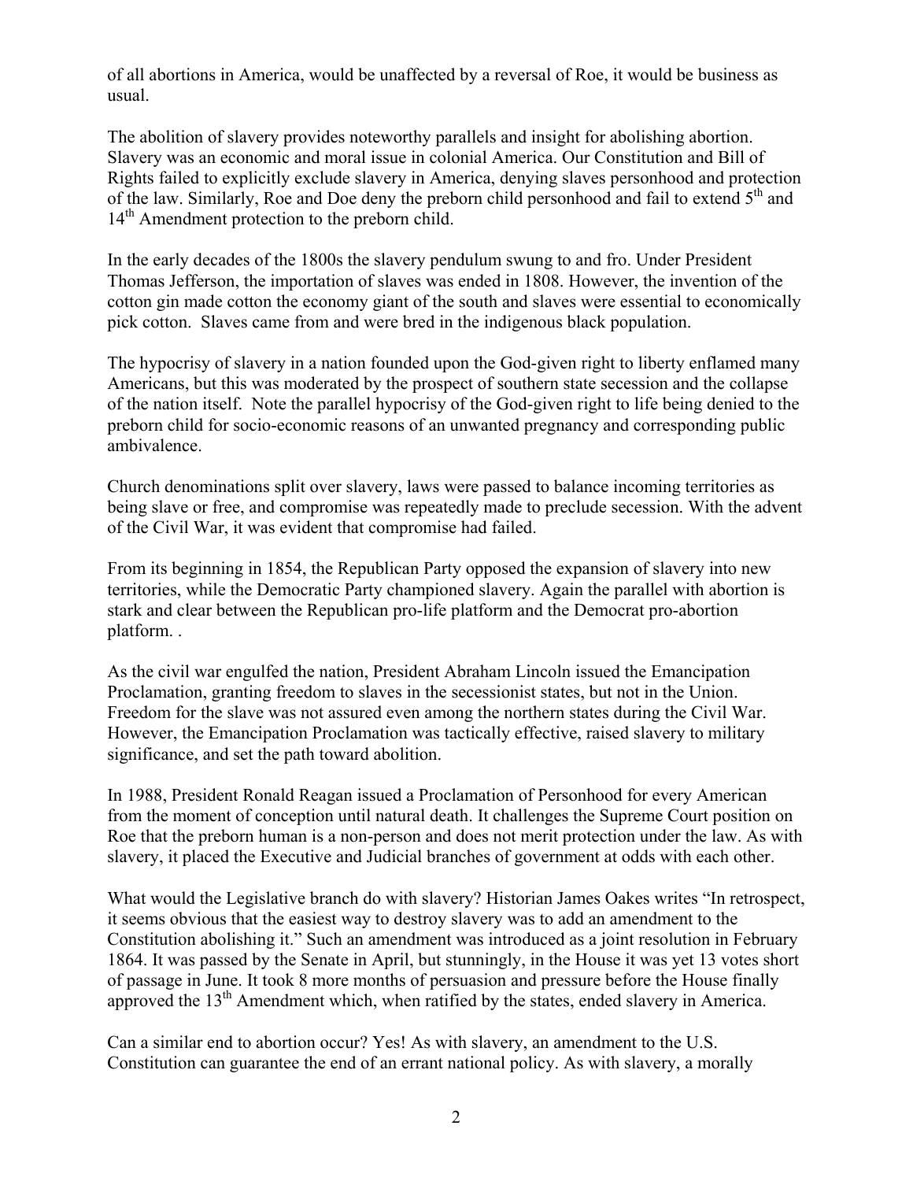of all abortions in America, would be unaffected by a reversal of Roe, it would be business as usual.

The abolition of slavery provides noteworthy parallels and insight for abolishing abortion. Slavery was an economic and moral issue in colonial America. Our Constitution and Bill of Rights failed to explicitly exclude slavery in America, denying slaves personhood and protection of the law. Similarly, Roe and Doe deny the preborn child personhood and fail to extend 5th and 14th Amendment protection to the preborn child.

In the early decades of the 1800s the slavery pendulum swung to and fro. Under President Thomas Jefferson, the importation of slaves was ended in 1808. However, the invention of the cotton gin made cotton the economy giant of the south and slaves were essential to economically pick cotton. Slaves came from and were bred in the indigenous black population.

The hypocrisy of slavery in a nation founded upon the God-given right to liberty enflamed many Americans, but this was moderated by the prospect of southern state secession and the collapse of the nation itself. Note the parallel hypocrisy of the God-given right to life being denied to the preborn child for socio-economic reasons of an unwanted pregnancy and corresponding public ambivalence.

Church denominations split over slavery, laws were passed to balance incoming territories as being slave or free, and compromise was repeatedly made to preclude secession. With the advent of the Civil War, it was evident that compromise had failed.

From its beginning in 1854, the Republican Party opposed the expansion of slavery into new territories, while the Democratic Party championed slavery. Again the parallel with abortion is stark and clear between the Republican pro-life platform and the Democrat pro-abortion platform. .

As the civil war engulfed the nation, President Abraham Lincoln issued the Emancipation Proclamation, granting freedom to slaves in the secessionist states, but not in the Union. Freedom for the slave was not assured even among the northern states during the Civil War. However, the Emancipation Proclamation was tactically effective, raised slavery to military significance, and set the path toward abolition.

In 1988, President Ronald Reagan issued a Proclamation of Personhood for every American from the moment of conception until natural death. It challenges the Supreme Court position on Roe that the preborn human is a non-person and does not merit protection under the law. As with slavery, it placed the Executive and Judicial branches of government at odds with each other.

What would the Legislative branch do with slavery? Historian James Oakes writes "In retrospect, it seems obvious that the easiest way to destroy slavery was to add an amendment to the Constitution abolishing it." Such an amendment was introduced as a joint resolution in February 1864. It was passed by the Senate in April, but stunningly, in the House it was yet 13 votes short of passage in June. It took 8 more months of persuasion and pressure before the House finally approved the 13th Amendment which, when ratified by the states, ended slavery in America.

Can a similar end to abortion occur? Yes! As with slavery, an amendment to the U.S. Constitution can guarantee the end of an errant national policy. As with slavery, a morally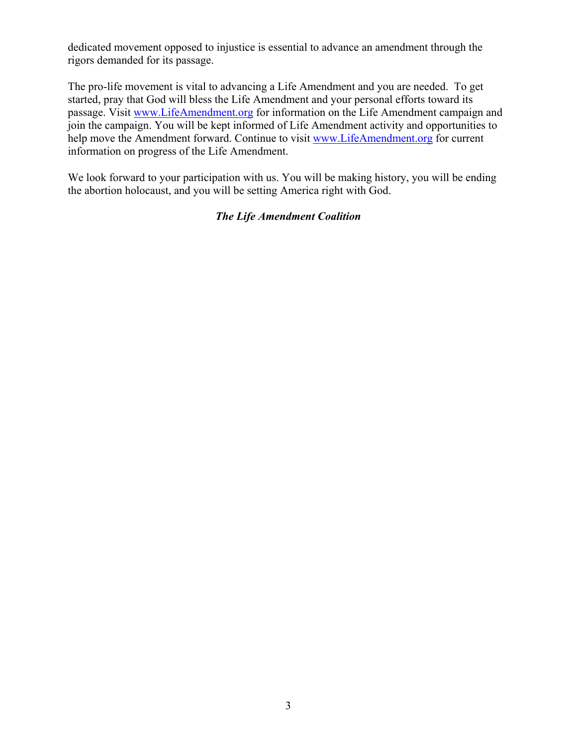dedicated movement opposed to injustice is essential to advance an amendment through the rigors demanded for its passage.

The pro-life movement is vital to advancing a Life Amendment and you are needed. To get started, pray that God will bless the Life Amendment and your personal efforts toward its passage. Visit [www.LifeAmendment.org](http://www.LifeAmendment.org) for information on the Life Amendment campaign and join the campaign. You will be kept informed of Life Amendment activity and opportunities to help move the Amendment forward. Continue to visit [www.LifeAmendment.org](http://www.LifeAmendment.org) for current information on progress of the Life Amendment.

We look forward to your participation with us. You will be making history, you will be ending the abortion holocaust, and you will be setting America right with God.

***The Life Amendment Coalition***